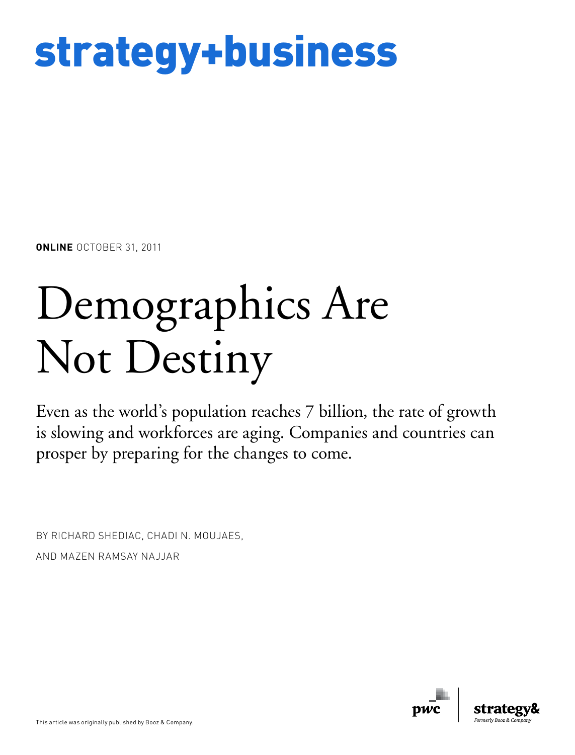strategy+business

**ONLINE** OCTOBER 31, 2011

# Demographics Are Not Destiny

Even as the world's population reaches 7 billion, the rate of growth is slowing and workforces are aging. Companies and countries can prosper by preparing for the changes to come.

BY RICHARD SHEDIAC, CHADI N. MOUJAES, AND MAZEN RAMSAY NAJJAR

This article was originally published by Booz & Company.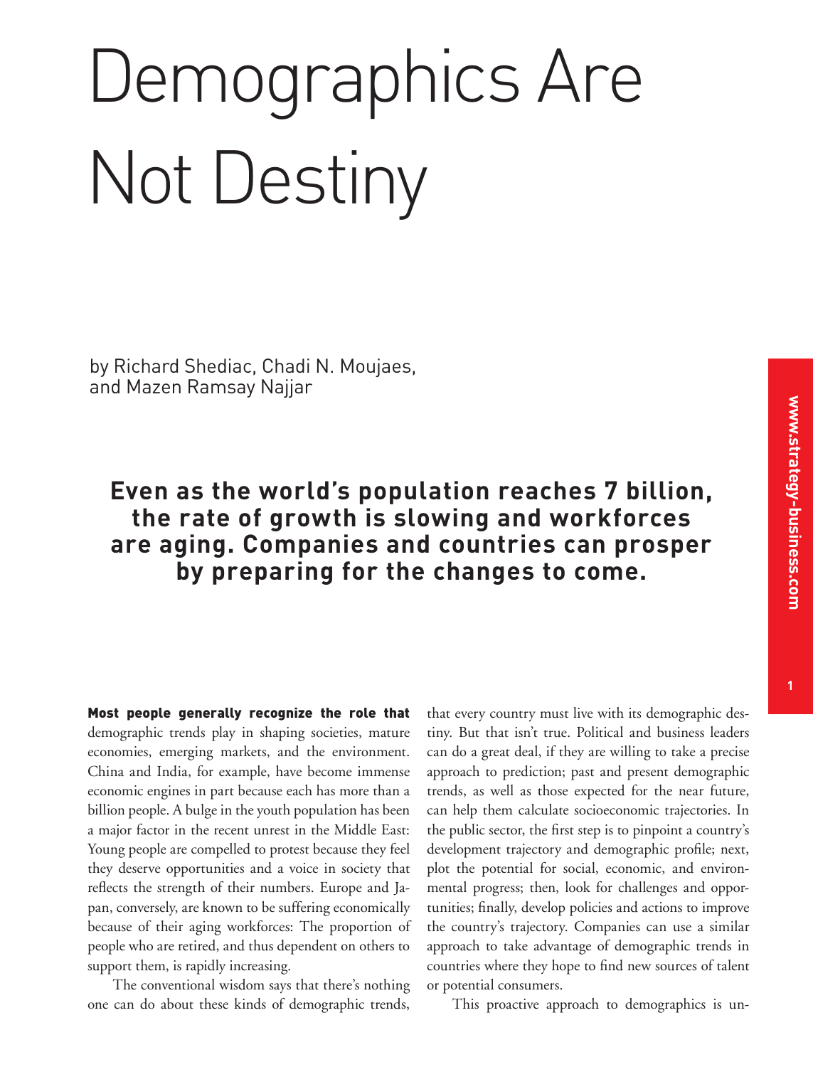# Demographics Are Not Destiny

by Richard Shediac, Chadi N. Moujaes, and Mazen Ramsay Najjar

**Even as the world's population reaches 7 billion, the rate of growth is slowing and workforces are aging. Companies and countries can prosper by preparing for the changes to come.**

**Most people generally recognize the role that** demographic trends play in shaping societies, mature economies, emerging markets, and the environment. China and India, for example, have become immense economic engines in part because each has more than a billion people. A bulge in the youth population has been a major factor in the recent unrest in the Middle East: Young people are compelled to protest because they feel they deserve opportunities and a voice in society that reflects the strength of their numbers. Europe and Japan, conversely, are known to be suffering economically because of their aging workforces: The proportion of people who are retired, and thus dependent on others to support them, is rapidly increasing.

The conventional wisdom says that there's nothing one can do about these kinds of demographic trends, that every country must live with its demographic destiny. But that isn't true. Political and business leaders can do a great deal, if they are willing to take a precise approach to prediction; past and present demographic trends, as well as those expected for the near future, can help them calculate socioeconomic trajectories. In the public sector, the first step is to pinpoint a country's development trajectory and demographic profile; next, plot the potential for social, economic, and environmental progress; then, look for challenges and opportunities; finally, develop policies and actions to improve the country's trajectory. Companies can use a similar approach to take advantage of demographic trends in countries where they hope to find new sources of talent or potential consumers.

This proactive approach to demographics is un-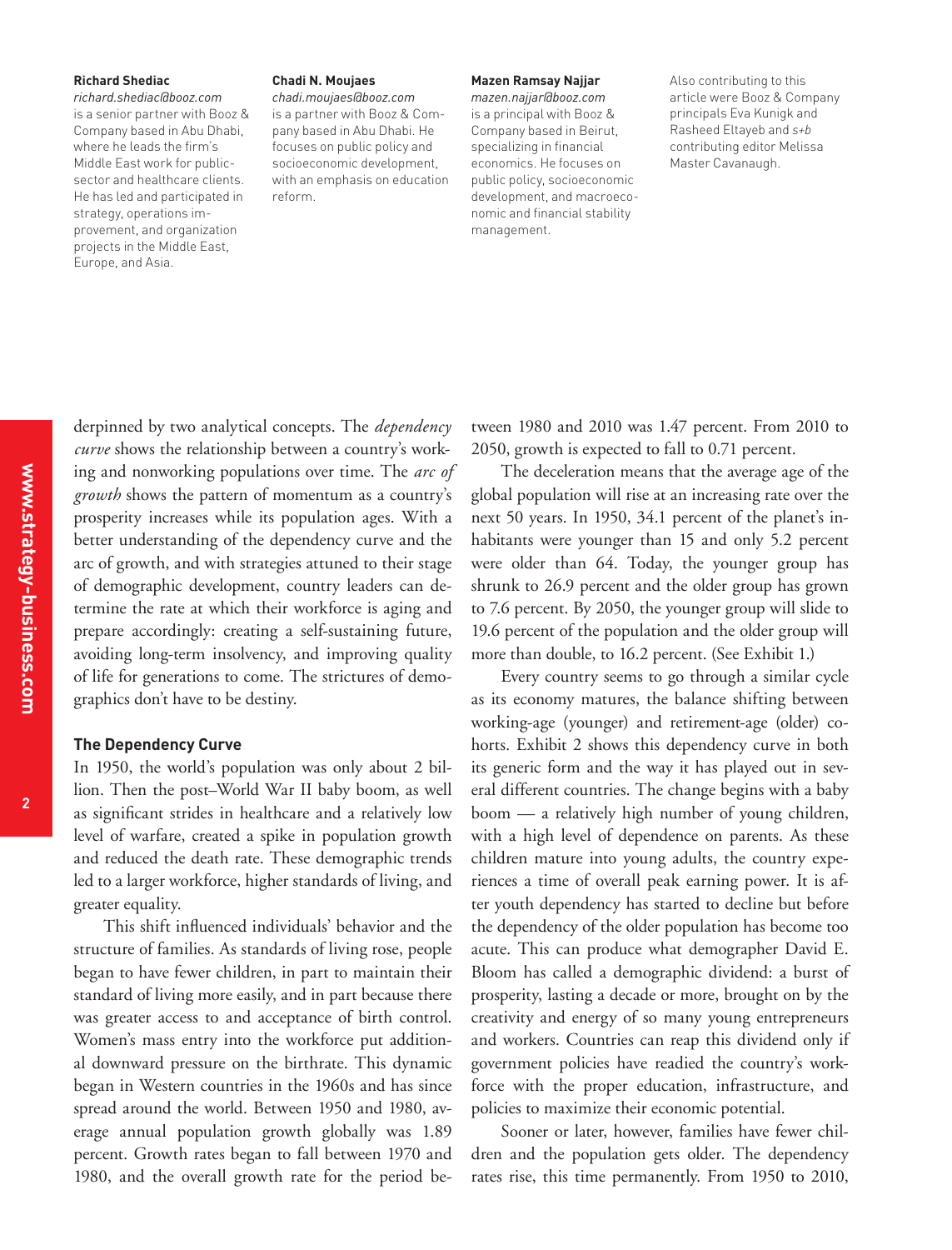**Richard Shediac**
*richard.shediac@booz.com*
is a senior partner with Booz & Company based in Abu Dhabi, where he leads the firm's Middle East work for public-sector and healthcare clients. He has led and participated in strategy, operations improvement, and organization projects in the Middle East, Europe, and Asia.

**Chadi N. Moujaes**
*chadi.moujaes@booz.com*
is a partner with Booz & Company based in Abu Dhabi. He focuses on public policy and socioeconomic development, with an emphasis on education reform.

**Mazen Ramsay Najjar**
*mazen.najjar@booz.com*
is a principal with Booz & Company based in Beirut, specializing in financial economics. He focuses on public policy, socioeconomic development, and macroeconomic and financial stability management.

Also contributing to this article were Booz & Company principals Eva Kunigk and Rasheed Eltayeb and *s+b* contributing editor Melissa Master Cavanaugh.

derpinned by two analytical concepts. The *dependency curve* shows the relationship between a country's working and nonworking populations over time. The *arc of growth* shows the pattern of momentum as a country's prosperity increases while its population ages. With a better understanding of the dependency curve and the arc of growth, and with strategies attuned to their stage of demographic development, country leaders can determine the rate at which their workforce is aging and prepare accordingly: creating a self-sustaining future, avoiding long-term insolvency, and improving quality of life for generations to come. The strictures of demographics don't have to be destiny.

## The Dependency Curve

In 1950, the world's population was only about 2 billion. Then the post–World War II baby boom, as well as significant strides in healthcare and a relatively low level of warfare, created a spike in population growth and reduced the death rate. These demographic trends led to a larger workforce, higher standards of living, and greater equality.

This shift influenced individuals' behavior and the structure of families. As standards of living rose, people began to have fewer children, in part to maintain their standard of living more easily, and in part because there was greater access to and acceptance of birth control. Women's mass entry into the workforce put additional downward pressure on the birthrate. This dynamic began in Western countries in the 1960s and has since spread around the world. Between 1950 and 1980, average annual population growth globally was 1.89 percent. Growth rates began to fall between 1970 and 1980, and the overall growth rate for the period between 1980 and 2010 was 1.47 percent. From 2010 to 2050, growth is expected to fall to 0.71 percent.

The deceleration means that the average age of the global population will rise at an increasing rate over the next 50 years. In 1950, 34.1 percent of the planet's inhabitants were younger than 15 and only 5.2 percent were older than 64. Today, the younger group has shrunk to 26.9 percent and the older group has grown to 7.6 percent. By 2050, the younger group will slide to 19.6 percent of the population and the older group will more than double, to 16.2 percent. (See Exhibit 1.)

Every country seems to go through a similar cycle as its economy matures, the balance shifting between working-age (younger) and retirement-age (older) cohorts. Exhibit 2 shows this dependency curve in both its generic form and the way it has played out in several different countries. The change begins with a baby boom — a relatively high number of young children, with a high level of dependence on parents. As these children mature into young adults, the country experiences a time of overall peak earning power. It is after youth dependency has started to decline but before the dependency of the older population has become too acute. This can produce what demographer David E. Bloom has called a demographic dividend: a burst of prosperity, lasting a decade or more, brought on by the creativity and energy of so many young entrepreneurs and workers. Countries can reap this dividend only if government policies have readied the country's workforce with the proper education, infrastructure, and policies to maximize their economic potential.

Sooner or later, however, families have fewer children and the population gets older. The dependency rates rise, this time permanently. From 1950 to 2010,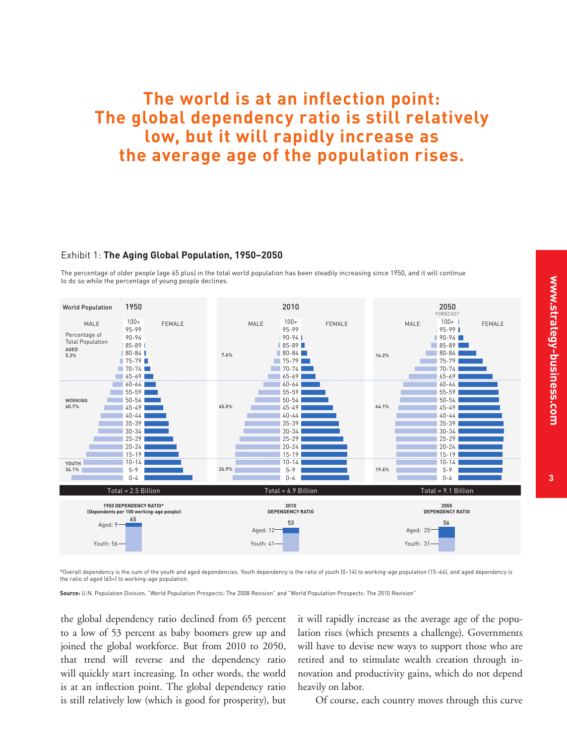# The world is at an inflection point: The global dependency ratio is still relatively low, but it will rapidly increase as the average age of the population rises.

Exhibit 1: **The Aging Global Population, 1950–2050**

The percentage of older people (age 65 plus) in the total world population has been steadily increasing since 1950, and it will continue to do so while the percentage of young people declines.

| World Population | 1950 | 2010 | 2050 (Forecast) |
|---|---|---|---|
| Aged (65+) | 5.2% | 7.6% | 16.2% |
| Working | 60.7% | 65.5% | 64.1% |
| Youth | 34.1% | 26.9% | 19.6% |
| Total | 2.5 Billion | 6.9 Billion | 9.1 Billion |

| Dependency Ratio* (Dependents per 100 working-age people) | 1950 | 2010 | 2050 |
|---|---|---|---|
| Aged | 9 | 12 | 25 |
| Youth | 56 | 41 | 31 |
| Total | 65 | 53 | 56 |

*Overall dependency is the sum of the youth and aged dependencies. Youth dependency is the ratio of youth (0–14) to working-age population (15–64), and aged dependency is the ratio of aged (65+) to working-age population.

**Source:** U.N. Population Division, "World Population Prospects: The 2008 Revision" and "World Population Prospects: The 2010 Revision"

the global dependency ratio declined from 65 percent to a low of 53 percent as baby boomers grew up and joined the global workforce. But from 2010 to 2050, that trend will reverse and the dependency ratio will quickly start increasing. In other words, the world is at an inflection point. The global dependency ratio is still relatively low (which is good for prosperity), but it will rapidly increase as the average age of the population rises (which presents a challenge). Governments will have to devise new ways to support those who are retired and to stimulate wealth creation through innovation and productivity gains, which do not depend heavily on labor.

Of course, each country moves through this curve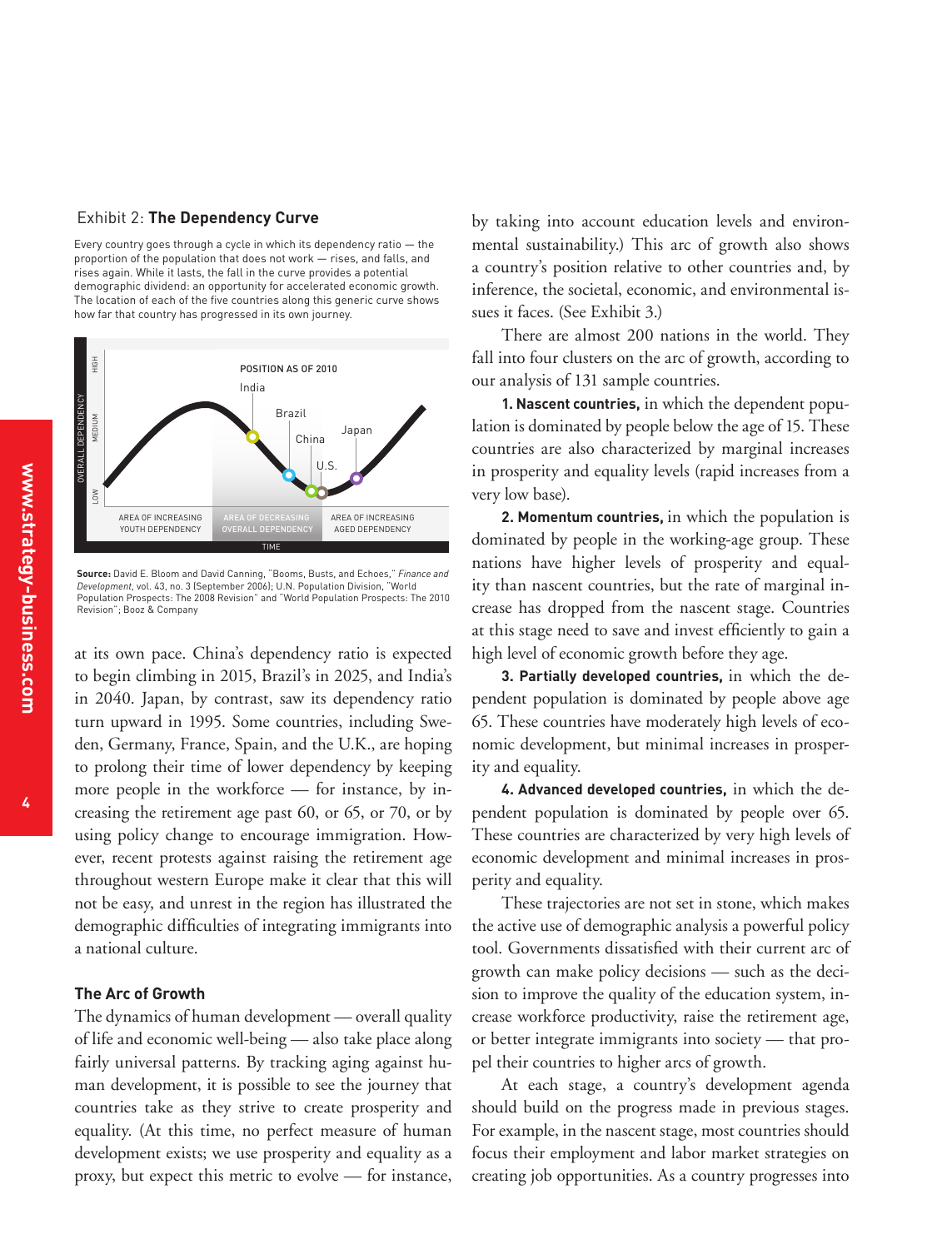## Exhibit 2: **The Dependency Curve**

Every country goes through a cycle in which its dependency ratio — the proportion of the population that does not work — rises, and falls, and rises again. While it lasts, the fall in the curve provides a potential demographic dividend: an opportunity for accelerated economic growth. The location of each of the five countries along this generic curve shows how far that country has progressed in its own journey.

**Source:** David E. Bloom and David Canning, "Booms, Busts, and Echoes," *Finance and Development,* vol. 43, no. 3 (September 2006); U.N. Population Division, "World Population Prospects: The 2008 Revision" and "World Population Prospects: The 2010 Revision"; Booz & Company

at its own pace. China's dependency ratio is expected to begin climbing in 2015, Brazil's in 2025, and India's in 2040. Japan, by contrast, saw its dependency ratio turn upward in 1995. Some countries, including Sweden, Germany, France, Spain, and the U.K., are hoping to prolong their time of lower dependency by keeping more people in the workforce — for instance, by increasing the retirement age past 60, or 65, or 70, or by using policy change to encourage immigration. However, recent protests against raising the retirement age throughout western Europe make it clear that this will not be easy, and unrest in the region has illustrated the demographic difficulties of integrating immigrants into a national culture.

### The Arc of Growth

The dynamics of human development — overall quality of life and economic well-being — also take place along fairly universal patterns. By tracking aging against human development, it is possible to see the journey that countries take as they strive to create prosperity and equality. (At this time, no perfect measure of human development exists; we use prosperity and equality as a proxy, but expect this metric to evolve — for instance, by taking into account education levels and environmental sustainability.) This arc of growth also shows a country's position relative to other countries and, by inference, the societal, economic, and environmental issues it faces. (See Exhibit 3.)

There are almost 200 nations in the world. They fall into four clusters on the arc of growth, according to our analysis of 131 sample countries.

**1. Nascent countries,** in which the dependent population is dominated by people below the age of 15. These countries are also characterized by marginal increases in prosperity and equality levels (rapid increases from a very low base).

**2. Momentum countries,** in which the population is dominated by people in the working-age group. These nations have higher levels of prosperity and equality than nascent countries, but the rate of marginal increase has dropped from the nascent stage. Countries at this stage need to save and invest efficiently to gain a high level of economic growth before they age.

**3. Partially developed countries,** in which the dependent population is dominated by people above age 65. These countries have moderately high levels of economic development, but minimal increases in prosperity and equality.

**4. Advanced developed countries,** in which the dependent population is dominated by people over 65. These countries are characterized by very high levels of economic development and minimal increases in prosperity and equality.

These trajectories are not set in stone, which makes the active use of demographic analysis a powerful policy tool. Governments dissatisfied with their current arc of growth can make policy decisions — such as the decision to improve the quality of the education system, increase workforce productivity, raise the retirement age, or better integrate immigrants into society — that propel their countries to higher arcs of growth.

At each stage, a country's development agenda should build on the progress made in previous stages. For example, in the nascent stage, most countries should focus their employment and labor market strategies on creating job opportunities. As a country progresses into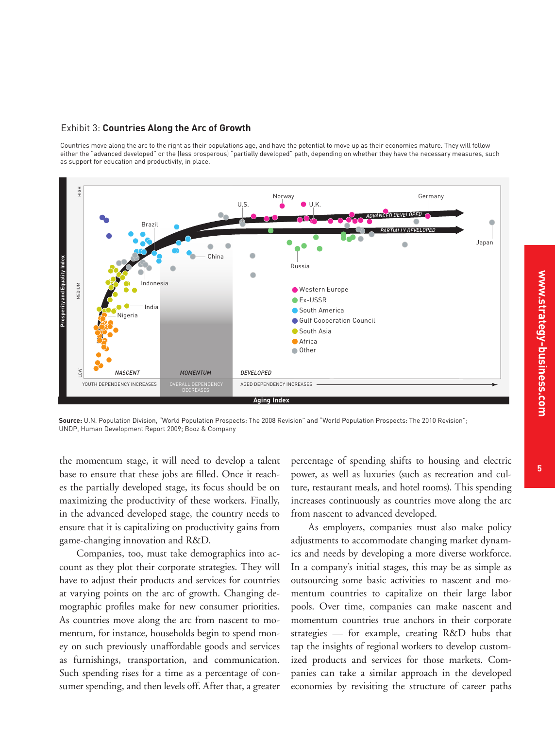Exhibit 3: **Countries Along the Arc of Growth**

Countries move along the arc to the right as their populations age, and have the potential to move up as their economies mature. They will follow either the "advanced developed" or the (less prosperous) "partially developed" path, depending on whether they have the necessary measures, such as support for education and productivity, in place.

**Source:** U.N. Population Division, "World Population Prospects: The 2008 Revision" and "World Population Prospects: The 2010 Revision"; UNDP, Human Development Report 2009; Booz & Company

the momentum stage, it will need to develop a talent base to ensure that these jobs are filled. Once it reaches the partially developed stage, its focus should be on maximizing the productivity of these workers. Finally, in the advanced developed stage, the country needs to ensure that it is capitalizing on productivity gains from game-changing innovation and R&D.

Companies, too, must take demographics into account as they plot their corporate strategies. They will have to adjust their products and services for countries at varying points on the arc of growth. Changing demographic profiles make for new consumer priorities. As countries move along the arc from nascent to momentum, for instance, households begin to spend money on such previously unaffordable goods and services as furnishings, transportation, and communication. Such spending rises for a time as a percentage of consumer spending, and then levels off. After that, a greater percentage of spending shifts to housing and electric power, as well as luxuries (such as recreation and culture, restaurant meals, and hotel rooms). This spending increases continuously as countries move along the arc from nascent to advanced developed.

As employers, companies must also make policy adjustments to accommodate changing market dynamics and needs by developing a more diverse workforce. In a company's initial stages, this may be as simple as outsourcing some basic activities to nascent and momentum countries to capitalize on their large labor pools. Over time, companies can make nascent and momentum countries true anchors in their corporate strategies — for example, creating R&D hubs that tap the insights of regional workers to develop customized products and services for those markets. Companies can take a similar approach in the developed economies by revisiting the structure of career paths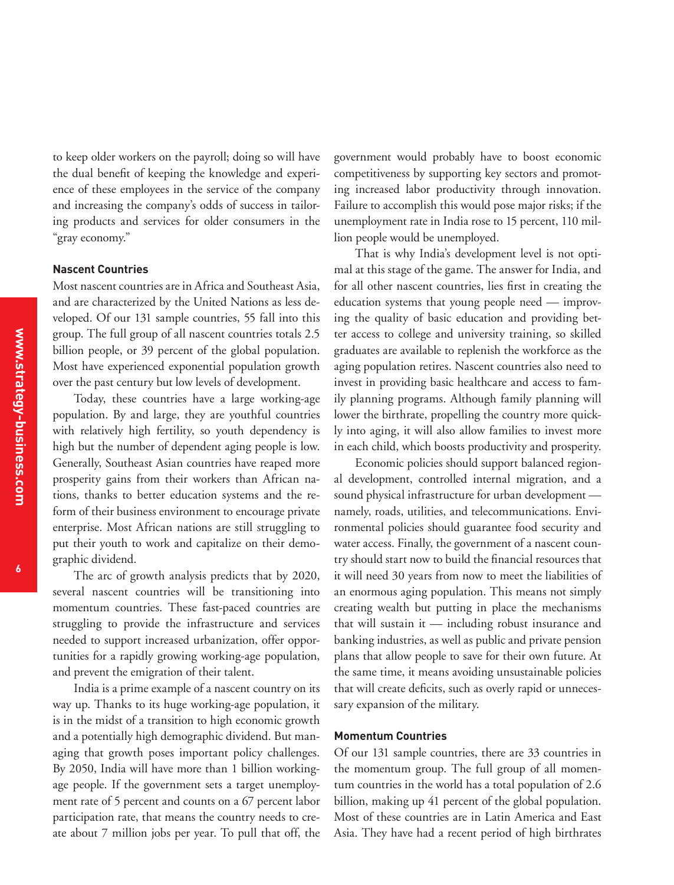to keep older workers on the payroll; doing so will have the dual benefit of keeping the knowledge and experience of these employees in the service of the company and increasing the company's odds of success in tailoring products and services for older consumers in the "gray economy."

#### Nascent Countries

Most nascent countries are in Africa and Southeast Asia, and are characterized by the United Nations as less developed. Of our 131 sample countries, 55 fall into this group. The full group of all nascent countries totals 2.5 billion people, or 39 percent of the global population. Most have experienced exponential population growth over the past century but low levels of development.

Today, these countries have a large working-age population. By and large, they are youthful countries with relatively high fertility, so youth dependency is high but the number of dependent aging people is low. Generally, Southeast Asian countries have reaped more prosperity gains from their workers than African nations, thanks to better education systems and the reform of their business environment to encourage private enterprise. Most African nations are still struggling to put their youth to work and capitalize on their demographic dividend.

The arc of growth analysis predicts that by 2020, several nascent countries will be transitioning into momentum countries. These fast-paced countries are struggling to provide the infrastructure and services needed to support increased urbanization, offer opportunities for a rapidly growing working-age population, and prevent the emigration of their talent.

India is a prime example of a nascent country on its way up. Thanks to its huge working-age population, it is in the midst of a transition to high economic growth and a potentially high demographic dividend. But managing that growth poses important policy challenges. By 2050, India will have more than 1 billion working-age people. If the government sets a target unemployment rate of 5 percent and counts on a 67 percent labor participation rate, that means the country needs to create about 7 million jobs per year. To pull that off, the government would probably have to boost economic competitiveness by supporting key sectors and promoting increased labor productivity through innovation. Failure to accomplish this would pose major risks; if the unemployment rate in India rose to 15 percent, 110 million people would be unemployed.

That is why India's development level is not optimal at this stage of the game. The answer for India, and for all other nascent countries, lies first in creating the education systems that young people need — improving the quality of basic education and providing better access to college and university training, so skilled graduates are available to replenish the workforce as the aging population retires. Nascent countries also need to invest in providing basic healthcare and access to family planning programs. Although family planning will lower the birthrate, propelling the country more quickly into aging, it will also allow families to invest more in each child, which boosts productivity and prosperity.

Economic policies should support balanced regional development, controlled internal migration, and a sound physical infrastructure for urban development — namely, roads, utilities, and telecommunications. Environmental policies should guarantee food security and water access. Finally, the government of a nascent country should start now to build the financial resources that it will need 30 years from now to meet the liabilities of an enormous aging population. This means not simply creating wealth but putting in place the mechanisms that will sustain it — including robust insurance and banking industries, as well as public and private pension plans that allow people to save for their own future. At the same time, it means avoiding unsustainable policies that will create deficits, such as overly rapid or unnecessary expansion of the military.

#### Momentum Countries

Of our 131 sample countries, there are 33 countries in the momentum group. The full group of all momentum countries in the world has a total population of 2.6 billion, making up 41 percent of the global population. Most of these countries are in Latin America and East Asia. They have had a recent period of high birthrates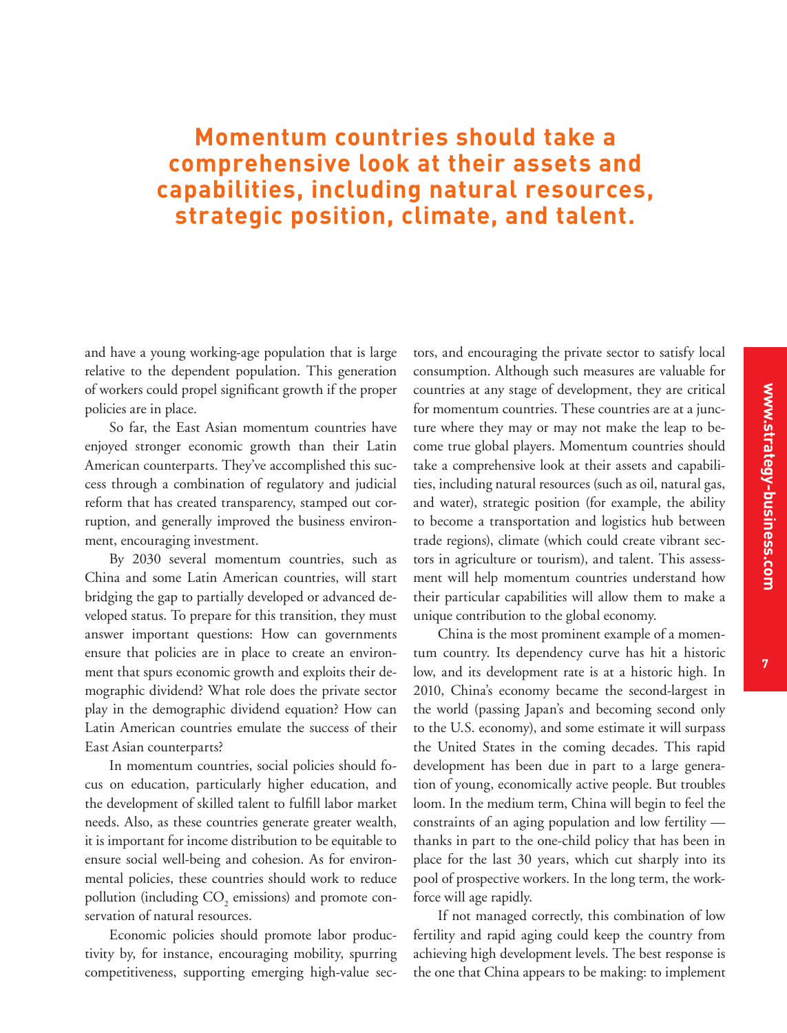**Momentum countries should take a comprehensive look at their assets and capabilities, including natural resources, strategic position, climate, and talent.**

and have a young working-age population that is large relative to the dependent population. This generation of workers could propel significant growth if the proper policies are in place.

So far, the East Asian momentum countries have enjoyed stronger economic growth than their Latin American counterparts. They've accomplished this success through a combination of regulatory and judicial reform that has created transparency, stamped out corruption, and generally improved the business environment, encouraging investment.

By 2030 several momentum countries, such as China and some Latin American countries, will start bridging the gap to partially developed or advanced developed status. To prepare for this transition, they must answer important questions: How can governments ensure that policies are in place to create an environment that spurs economic growth and exploits their demographic dividend? What role does the private sector play in the demographic dividend equation? How can Latin American countries emulate the success of their East Asian counterparts?

In momentum countries, social policies should focus on education, particularly higher education, and the development of skilled talent to fulfill labor market needs. Also, as these countries generate greater wealth, it is important for income distribution to be equitable to ensure social well-being and cohesion. As for environmental policies, these countries should work to reduce pollution (including $CO_2$ emissions) and promote conservation of natural resources.

Economic policies should promote labor productivity by, for instance, encouraging mobility, spurring competitiveness, supporting emerging high-value sectors, and encouraging the private sector to satisfy local consumption. Although such measures are valuable for countries at any stage of development, they are critical for momentum countries. These countries are at a juncture where they may or may not make the leap to become true global players. Momentum countries should take a comprehensive look at their assets and capabilities, including natural resources (such as oil, natural gas, and water), strategic position (for example, the ability to become a transportation and logistics hub between trade regions), climate (which could create vibrant sectors in agriculture or tourism), and talent. This assessment will help momentum countries understand how their particular capabilities will allow them to make a unique contribution to the global economy.

China is the most prominent example of a momentum country. Its dependency curve has hit a historic low, and its development rate is at a historic high. In 2010, China's economy became the second-largest in the world (passing Japan's and becoming second only to the U.S. economy), and some estimate it will surpass the United States in the coming decades. This rapid development has been due in part to a large generation of young, economically active people. But troubles loom. In the medium term, China will begin to feel the constraints of an aging population and low fertility — thanks in part to the one-child policy that has been in place for the last 30 years, which cut sharply into its pool of prospective workers. In the long term, the workforce will age rapidly.

If not managed correctly, this combination of low fertility and rapid aging could keep the country from achieving high development levels. The best response is the one that China appears to be making: to implement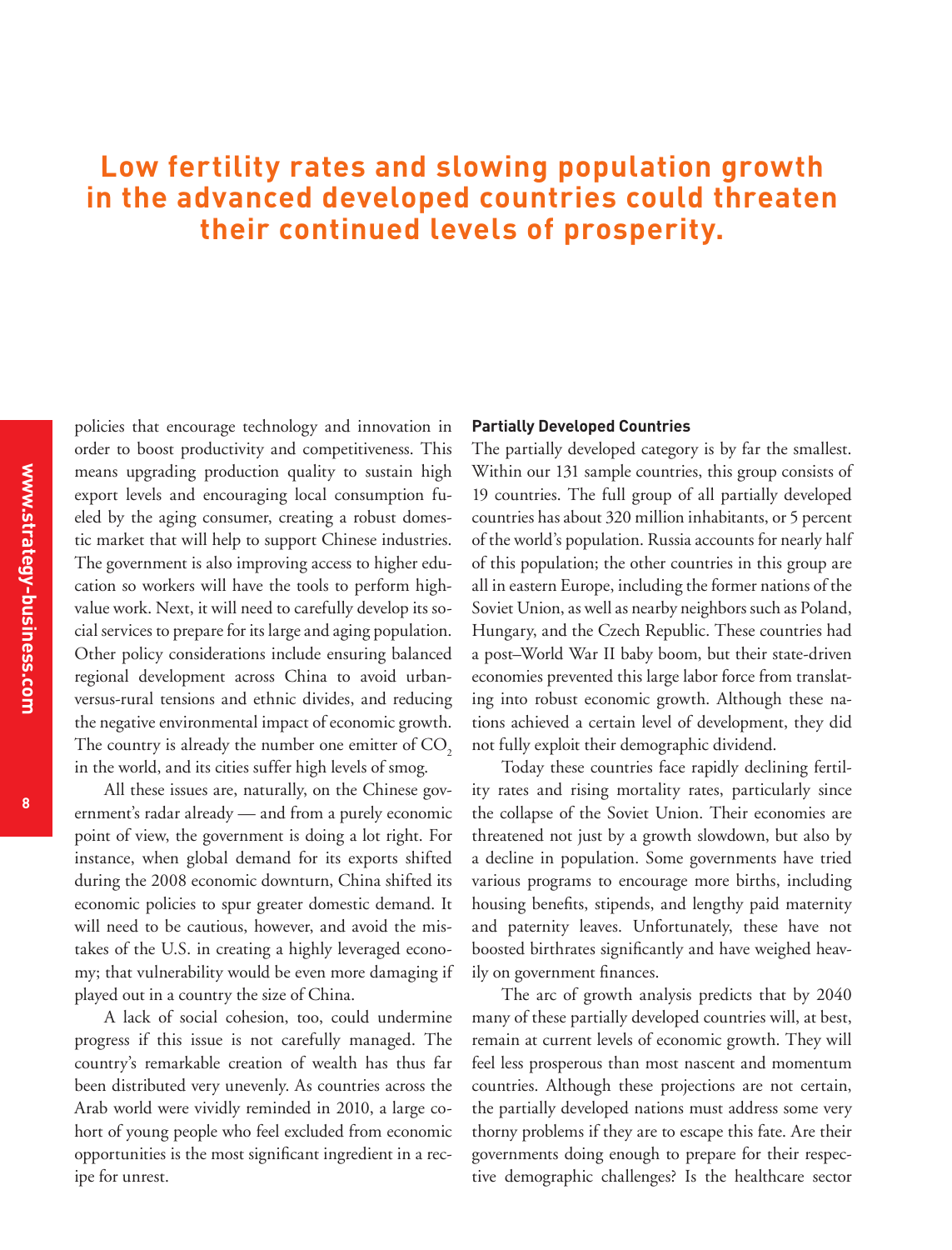**Low fertility rates and slowing population growth in the advanced developed countries could threaten their continued levels of prosperity.**

policies that encourage technology and innovation in order to boost productivity and competitiveness. This means upgrading production quality to sustain high export levels and encouraging local consumption fueled by the aging consumer, creating a robust domestic market that will help to support Chinese industries. The government is also improving access to higher education so workers will have the tools to perform high-value work. Next, it will need to carefully develop its social services to prepare for its large and aging population. Other policy considerations include ensuring balanced regional development across China to avoid urban-versus-rural tensions and ethnic divides, and reducing the negative environmental impact of economic growth. The country is already the number one emitter of $CO_2$ in the world, and its cities suffer high levels of smog.

All these issues are, naturally, on the Chinese government's radar already — and from a purely economic point of view, the government is doing a lot right. For instance, when global demand for its exports shifted during the 2008 economic downturn, China shifted its economic policies to spur greater domestic demand. It will need to be cautious, however, and avoid the mistakes of the U.S. in creating a highly leveraged economy; that vulnerability would be even more damaging if played out in a country the size of China.

A lack of social cohesion, too, could undermine progress if this issue is not carefully managed. The country's remarkable creation of wealth has thus far been distributed very unevenly. As countries across the Arab world were vividly reminded in 2010, a large cohort of young people who feel excluded from economic opportunities is the most significant ingredient in a recipe for unrest.

### Partially Developed Countries

The partially developed category is by far the smallest. Within our 131 sample countries, this group consists of 19 countries. The full group of all partially developed countries has about 320 million inhabitants, or 5 percent of the world's population. Russia accounts for nearly half of this population; the other countries in this group are all in eastern Europe, including the former nations of the Soviet Union, as well as nearby neighbors such as Poland, Hungary, and the Czech Republic. These countries had a post–World War II baby boom, but their state-driven economies prevented this large labor force from translating into robust economic growth. Although these nations achieved a certain level of development, they did not fully exploit their demographic dividend.

Today these countries face rapidly declining fertility rates and rising mortality rates, particularly since the collapse of the Soviet Union. Their economies are threatened not just by a growth slowdown, but also by a decline in population. Some governments have tried various programs to encourage more births, including housing benefits, stipends, and lengthy paid maternity and paternity leaves. Unfortunately, these have not boosted birthrates significantly and have weighed heavily on government finances.

The arc of growth analysis predicts that by 2040 many of these partially developed countries will, at best, remain at current levels of economic growth. They will feel less prosperous than most nascent and momentum countries. Although these projections are not certain, the partially developed nations must address some very thorny problems if they are to escape this fate. Are their governments doing enough to prepare for their respective demographic challenges? Is the healthcare sector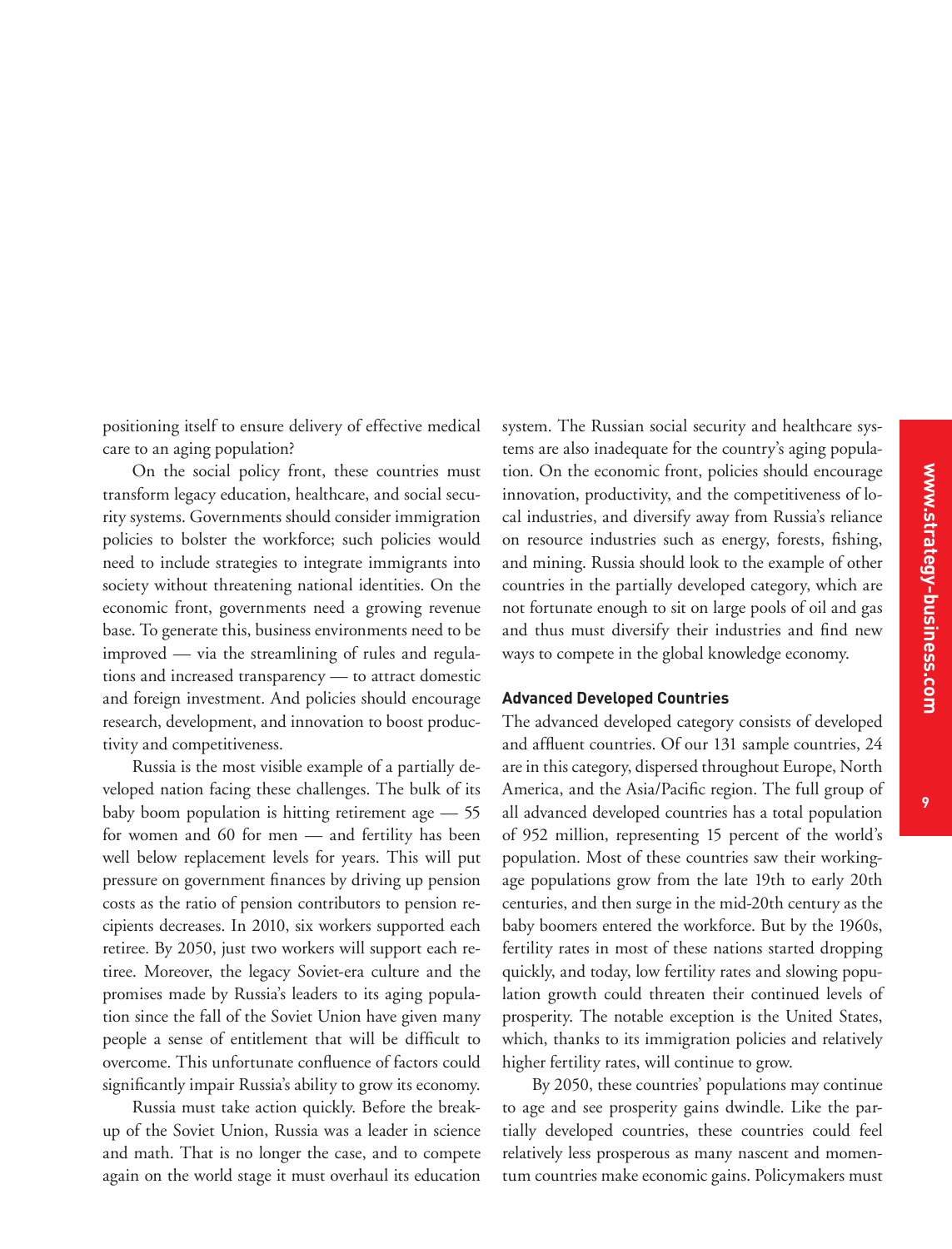positioning itself to ensure delivery of effective medical care to an aging population?

On the social policy front, these countries must transform legacy education, healthcare, and social security systems. Governments should consider immigration policies to bolster the workforce; such policies would need to include strategies to integrate immigrants into society without threatening national identities. On the economic front, governments need a growing revenue base. To generate this, business environments need to be improved — via the streamlining of rules and regulations and increased transparency — to attract domestic and foreign investment. And policies should encourage research, development, and innovation to boost productivity and competitiveness.

Russia is the most visible example of a partially developed nation facing these challenges. The bulk of its baby boom population is hitting retirement age — 55 for women and 60 for men — and fertility has been well below replacement levels for years. This will put pressure on government finances by driving up pension costs as the ratio of pension contributors to pension recipients decreases. In 2010, six workers supported each retiree. By 2050, just two workers will support each retiree. Moreover, the legacy Soviet-era culture and the promises made by Russia's leaders to its aging population since the fall of the Soviet Union have given many people a sense of entitlement that will be difficult to overcome. This unfortunate confluence of factors could significantly impair Russia's ability to grow its economy.

Russia must take action quickly. Before the breakup of the Soviet Union, Russia was a leader in science and math. That is no longer the case, and to compete again on the world stage it must overhaul its education system. The Russian social security and healthcare systems are also inadequate for the country's aging population. On the economic front, policies should encourage innovation, productivity, and the competitiveness of local industries, and diversify away from Russia's reliance on resource industries such as energy, forests, fishing, and mining. Russia should look to the example of other countries in the partially developed category, which are not fortunate enough to sit on large pools of oil and gas and thus must diversify their industries and find new ways to compete in the global knowledge economy.

### Advanced Developed Countries

The advanced developed category consists of developed and affluent countries. Of our 131 sample countries, 24 are in this category, dispersed throughout Europe, North America, and the Asia/Pacific region. The full group of all advanced developed countries has a total population of 952 million, representing 15 percent of the world's population. Most of these countries saw their working-age populations grow from the late 19th to early 20th centuries, and then surge in the mid-20th century as the baby boomers entered the workforce. But by the 1960s, fertility rates in most of these nations started dropping quickly, and today, low fertility rates and slowing population growth could threaten their continued levels of prosperity. The notable exception is the United States, which, thanks to its immigration policies and relatively higher fertility rates, will continue to grow.

By 2050, these countries' populations may continue to age and see prosperity gains dwindle. Like the partially developed countries, these countries could feel relatively less prosperous as many nascent and momentum countries make economic gains. Policymakers must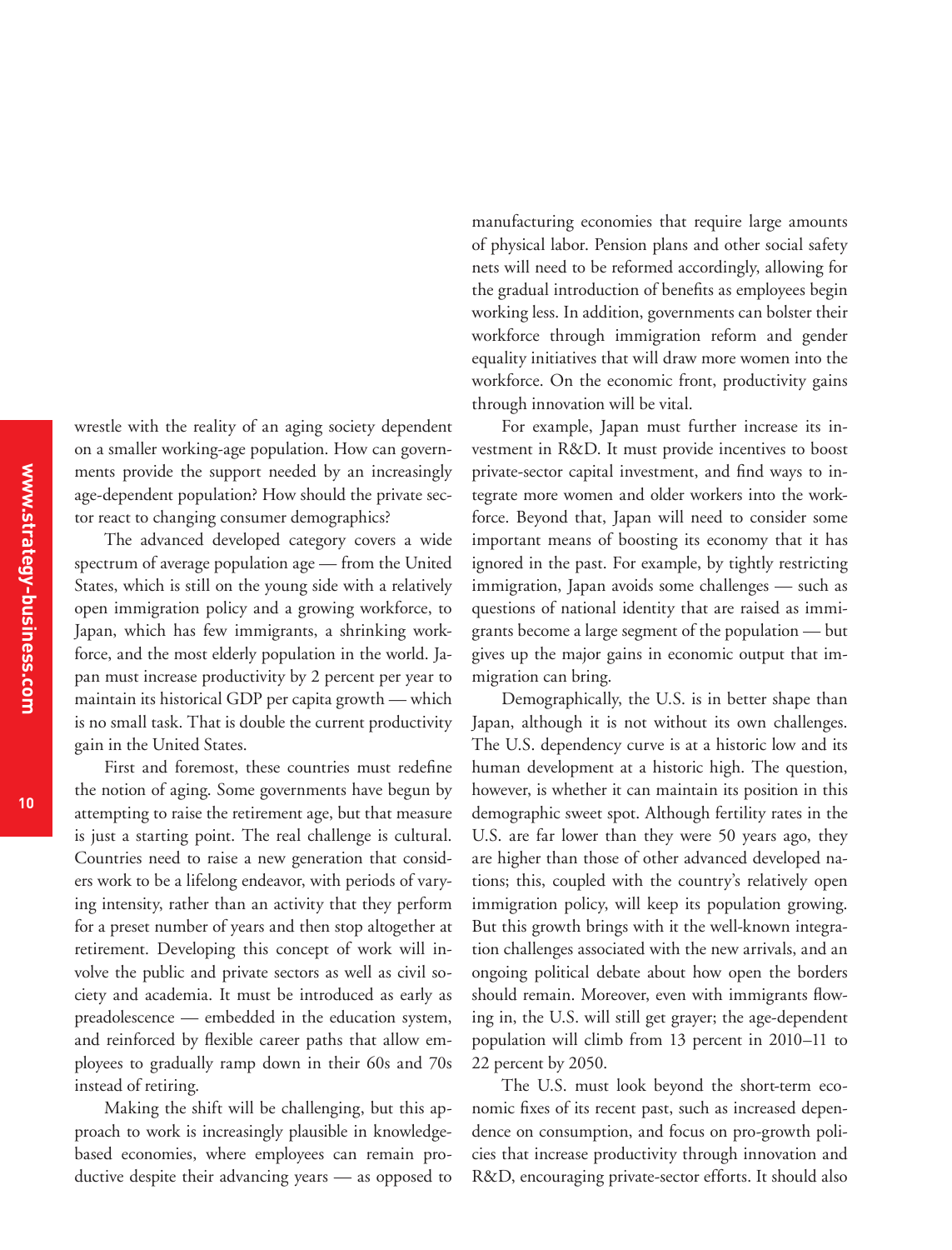wrestle with the reality of an aging society dependent on a smaller working-age population. How can governments provide the support needed by an increasingly age-dependent population? How should the private sector react to changing consumer demographics?

The advanced developed category covers a wide spectrum of average population age — from the United States, which is still on the young side with a relatively open immigration policy and a growing workforce, to Japan, which has few immigrants, a shrinking workforce, and the most elderly population in the world. Japan must increase productivity by 2 percent per year to maintain its historical GDP per capita growth — which is no small task. That is double the current productivity gain in the United States.

First and foremost, these countries must redefine the notion of aging. Some governments have begun by attempting to raise the retirement age, but that measure is just a starting point. The real challenge is cultural. Countries need to raise a new generation that considers work to be a lifelong endeavor, with periods of varying intensity, rather than an activity that they perform for a preset number of years and then stop altogether at retirement. Developing this concept of work will involve the public and private sectors as well as civil society and academia. It must be introduced as early as preadolescence — embedded in the education system, and reinforced by flexible career paths that allow employees to gradually ramp down in their 60s and 70s instead of retiring.

Making the shift will be challenging, but this approach to work is increasingly plausible in knowledge-based economies, where employees can remain productive despite their advancing years — as opposed to manufacturing economies that require large amounts of physical labor. Pension plans and other social safety nets will need to be reformed accordingly, allowing for the gradual introduction of benefits as employees begin working less. In addition, governments can bolster their workforce through immigration reform and gender equality initiatives that will draw more women into the workforce. On the economic front, productivity gains through innovation will be vital.

For example, Japan must further increase its investment in R&D. It must provide incentives to boost private-sector capital investment, and find ways to integrate more women and older workers into the workforce. Beyond that, Japan will need to consider some important means of boosting its economy that it has ignored in the past. For example, by tightly restricting immigration, Japan avoids some challenges — such as questions of national identity that are raised as immigrants become a large segment of the population — but gives up the major gains in economic output that immigration can bring.

Demographically, the U.S. is in better shape than Japan, although it is not without its own challenges. The U.S. dependency curve is at a historic low and its human development at a historic high. The question, however, is whether it can maintain its position in this demographic sweet spot. Although fertility rates in the U.S. are far lower than they were 50 years ago, they are higher than those of other advanced developed nations; this, coupled with the country's relatively open immigration policy, will keep its population growing. But this growth brings with it the well-known integration challenges associated with the new arrivals, and an ongoing political debate about how open the borders should remain. Moreover, even with immigrants flowing in, the U.S. will still get grayer; the age-dependent population will climb from 13 percent in 2010–11 to 22 percent by 2050.

The U.S. must look beyond the short-term economic fixes of its recent past, such as increased dependence on consumption, and focus on pro-growth policies that increase productivity through innovation and R&D, encouraging private-sector efforts. It should also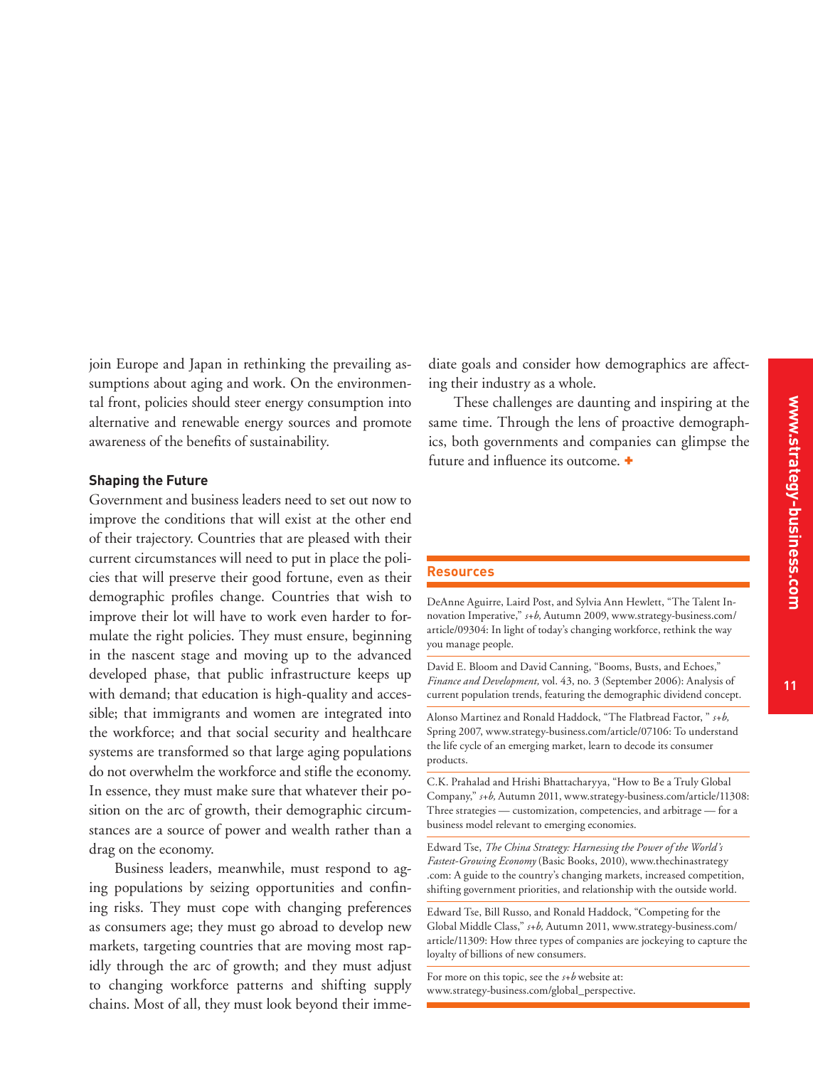join Europe and Japan in rethinking the prevailing assumptions about aging and work. On the environmental front, policies should steer energy consumption into alternative and renewable energy sources and promote awareness of the benefits of sustainability.

### Shaping the Future

Government and business leaders need to set out now to improve the conditions that will exist at the other end of their trajectory. Countries that are pleased with their current circumstances will need to put in place the policies that will preserve their good fortune, even as their demographic profiles change. Countries that wish to improve their lot will have to work even harder to formulate the right policies. They must ensure, beginning in the nascent stage and moving up to the advanced developed phase, that public infrastructure keeps up with demand; that education is high-quality and accessible; that immigrants and women are integrated into the workforce; and that social security and healthcare systems are transformed so that large aging populations do not overwhelm the workforce and stifle the economy. In essence, they must make sure that whatever their position on the arc of growth, their demographic circumstances are a source of power and wealth rather than a drag on the economy.

Business leaders, meanwhile, must respond to aging populations by seizing opportunities and confining risks. They must cope with changing preferences as consumers age; they must go abroad to develop new markets, targeting countries that are moving most rapidly through the arc of growth; and they must adjust to changing workforce patterns and shifting supply chains. Most of all, they must look beyond their immediate goals and consider how demographics are affecting their industry as a whole.

These challenges are daunting and inspiring at the same time. Through the lens of proactive demographics, both governments and companies can glimpse the future and influence its outcome. +

### Resources

DeAnne Aguirre, Laird Post, and Sylvia Ann Hewlett, "The Talent Innovation Imperative," *s+b,* Autumn 2009, www.strategy-business.com/article/09304: In light of today's changing workforce, rethink the way you manage people.

David E. Bloom and David Canning, "Booms, Busts, and Echoes," *Finance and Development,* vol. 43, no. 3 (September 2006): Analysis of current population trends, featuring the demographic dividend concept.

Alonso Martinez and Ronald Haddock, "The Flatbread Factor, " *s+b,* Spring 2007, www.strategy-business.com/article/07106: To understand the life cycle of an emerging market, learn to decode its consumer products.

C.K. Prahalad and Hrishi Bhattacharyya, "How to Be a Truly Global Company," *s+b,* Autumn 2011, www.strategy-business.com/article/11308: Three strategies — customization, competencies, and arbitrage — for a business model relevant to emerging economies.

Edward Tse, *The China Strategy: Harnessing the Power of the World's Fastest-Growing Economy* (Basic Books, 2010), www.thechinastrategy.com: A guide to the country's changing markets, increased competition, shifting government priorities, and relationship with the outside world.

Edward Tse, Bill Russo, and Ronald Haddock, "Competing for the Global Middle Class," *s+b,* Autumn 2011, www.strategy-business.com/article/11309: How three types of companies are jockeying to capture the loyalty of billions of new consumers.

For more on this topic, see the *s+b* website at: www.strategy-business.com/global_perspective.